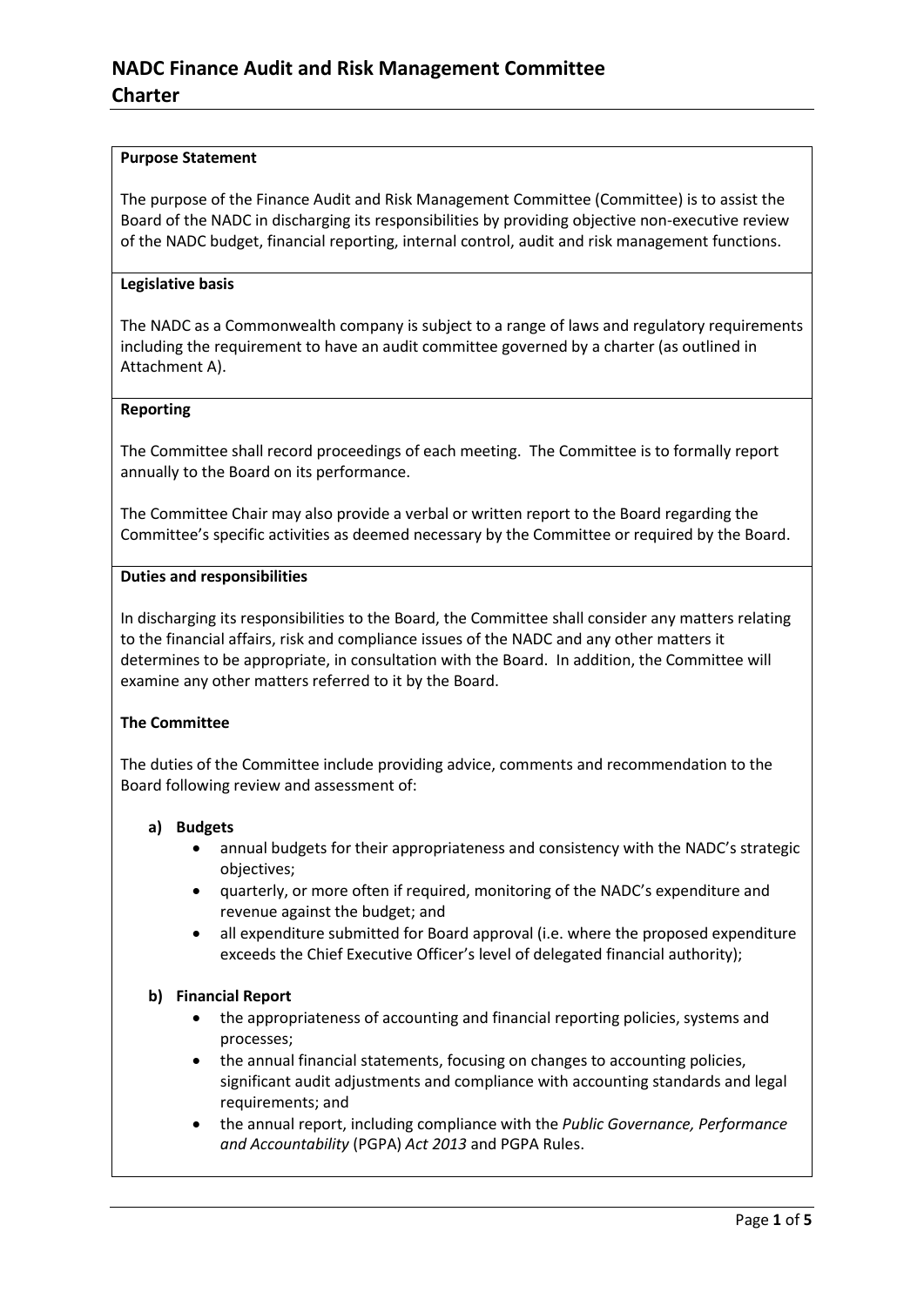# NADC Finance Audit and Risk Management Committee Charter

**Purpose Statement**

The purpose of the Finance Audit and Risk Management Committee (Committee) is to assist the Board of the NADC in discharging its responsibilities by providing objective non-executive review of the NADC budget, financial reporting, internal control, audit and risk management functions.

**Legislative basis**

The NADC as a Commonwealth company is subject to a range of laws and regulatory requirements including the requirement to have an audit committee governed by a charter (as outlined in Attachment A).

**Reporting**

The Committee shall record proceedings of each meeting. The Committee is to formally report annually to the Board on its performance.

The Committee Chair may also provide a verbal or written report to the Board regarding the Committee's specific activities as deemed necessary by the Committee or required by the Board.

**Duties and responsibilities**

In discharging its responsibilities to the Board, the Committee shall consider any matters relating to the financial affairs, risk and compliance issues of the NADC and any other matters it determines to be appropriate, in consultation with the Board. In addition, the Committee will examine any other matters referred to it by the Board.

**The Committee**

The duties of the Committee include providing advice, comments and recommendation to the Board following review and assessment of:

**a) Budgets**

- annual budgets for their appropriateness and consistency with the NADC's strategic objectives;
- quarterly, or more often if required, monitoring of the NADC's expenditure and revenue against the budget; and
- all expenditure submitted for Board approval (i.e. where the proposed expenditure exceeds the Chief Executive Officer's level of delegated financial authority);

**b) Financial Report**

- the appropriateness of accounting and financial reporting policies, systems and processes;
- the annual financial statements, focusing on changes to accounting policies, significant audit adjustments and compliance with accounting standards and legal requirements; and
- the annual report, including compliance with the *Public Governance, Performance and Accountability* (PGPA) *Act 2013* and PGPA Rules.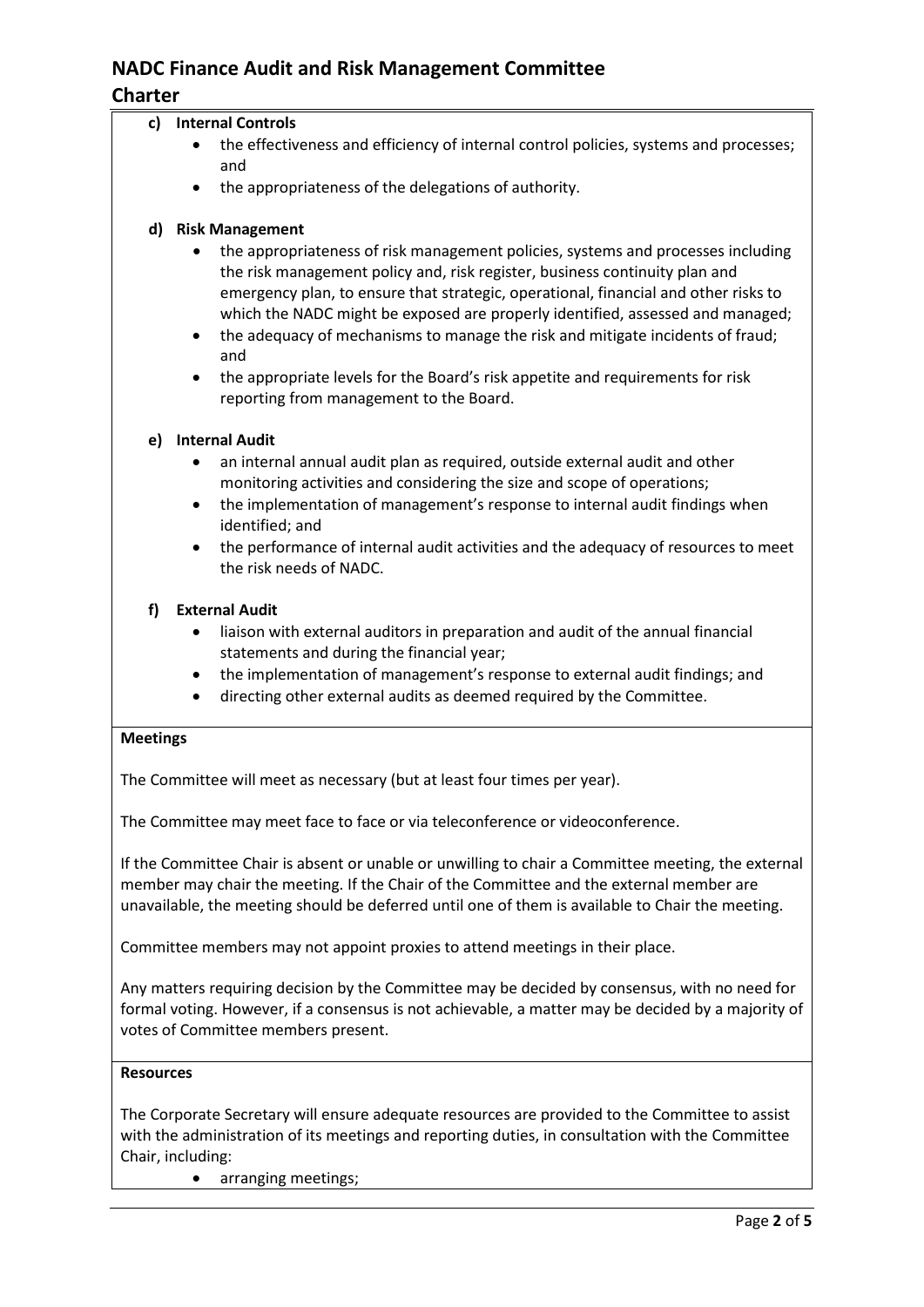**c) Internal Controls**

- the effectiveness and efficiency of internal control policies, systems and processes; and
- the appropriateness of the delegations of authority.

**d) Risk Management**

- the appropriateness of risk management policies, systems and processes including the risk management policy and, risk register, business continuity plan and emergency plan, to ensure that strategic, operational, financial and other risks to which the NADC might be exposed are properly identified, assessed and managed;
- the adequacy of mechanisms to manage the risk and mitigate incidents of fraud; and
- the appropriate levels for the Board's risk appetite and requirements for risk reporting from management to the Board.

**e) Internal Audit**

- an internal annual audit plan as required, outside external audit and other monitoring activities and considering the size and scope of operations;
- the implementation of management's response to internal audit findings when identified; and
- the performance of internal audit activities and the adequacy of resources to meet the risk needs of NADC.

**f) External Audit**

- liaison with external auditors in preparation and audit of the annual financial statements and during the financial year;
- the implementation of management's response to external audit findings; and
- directing other external audits as deemed required by the Committee.

**Meetings**

The Committee will meet as necessary (but at least four times per year).

The Committee may meet face to face or via teleconference or videoconference.

If the Committee Chair is absent or unable or unwilling to chair a Committee meeting, the external member may chair the meeting. If the Chair of the Committee and the external member are unavailable, the meeting should be deferred until one of them is available to Chair the meeting.

Committee members may not appoint proxies to attend meetings in their place.

Any matters requiring decision by the Committee may be decided by consensus, with no need for formal voting. However, if a consensus is not achievable, a matter may be decided by a majority of votes of Committee members present.

**Resources**

The Corporate Secretary will ensure adequate resources are provided to the Committee to assist with the administration of its meetings and reporting duties, in consultation with the Committee Chair, including:

- arranging meetings;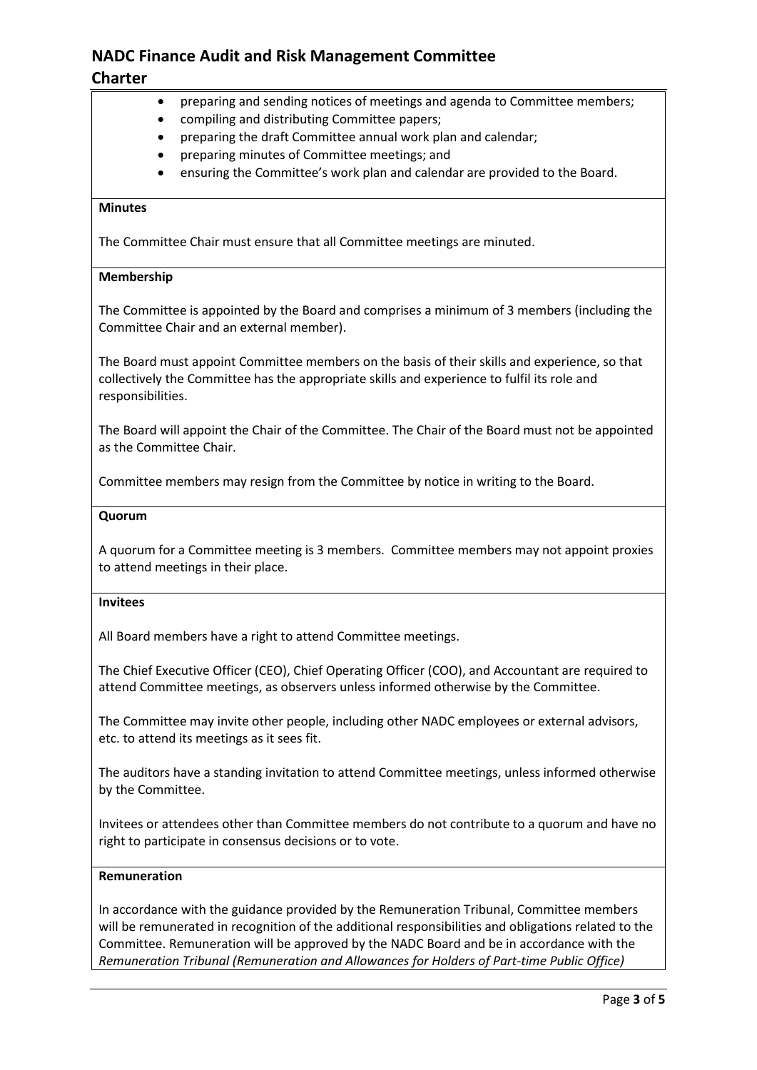- preparing and sending notices of meetings and agenda to Committee members;
- compiling and distributing Committee papers;
- preparing the draft Committee annual work plan and calendar;
- preparing minutes of Committee meetings; and
- ensuring the Committee's work plan and calendar are provided to the Board.

**Minutes**

The Committee Chair must ensure that all Committee meetings are minuted.

**Membership**

The Committee is appointed by the Board and comprises a minimum of 3 members (including the Committee Chair and an external member).

The Board must appoint Committee members on the basis of their skills and experience, so that collectively the Committee has the appropriate skills and experience to fulfil its role and responsibilities.

The Board will appoint the Chair of the Committee. The Chair of the Board must not be appointed as the Committee Chair.

Committee members may resign from the Committee by notice in writing to the Board.

**Quorum**

A quorum for a Committee meeting is 3 members. Committee members may not appoint proxies to attend meetings in their place.

**Invitees**

All Board members have a right to attend Committee meetings.

The Chief Executive Officer (CEO), Chief Operating Officer (COO), and Accountant are required to attend Committee meetings, as observers unless informed otherwise by the Committee.

The Committee may invite other people, including other NADC employees or external advisors, etc. to attend its meetings as it sees fit.

The auditors have a standing invitation to attend Committee meetings, unless informed otherwise by the Committee.

Invitees or attendees other than Committee members do not contribute to a quorum and have no right to participate in consensus decisions or to vote.

**Remuneration**

In accordance with the guidance provided by the Remuneration Tribunal, Committee members will be remunerated in recognition of the additional responsibilities and obligations related to the Committee. Remuneration will be approved by the NADC Board and be in accordance with the *Remuneration Tribunal (Remuneration and Allowances for Holders of Part-time Public Office)*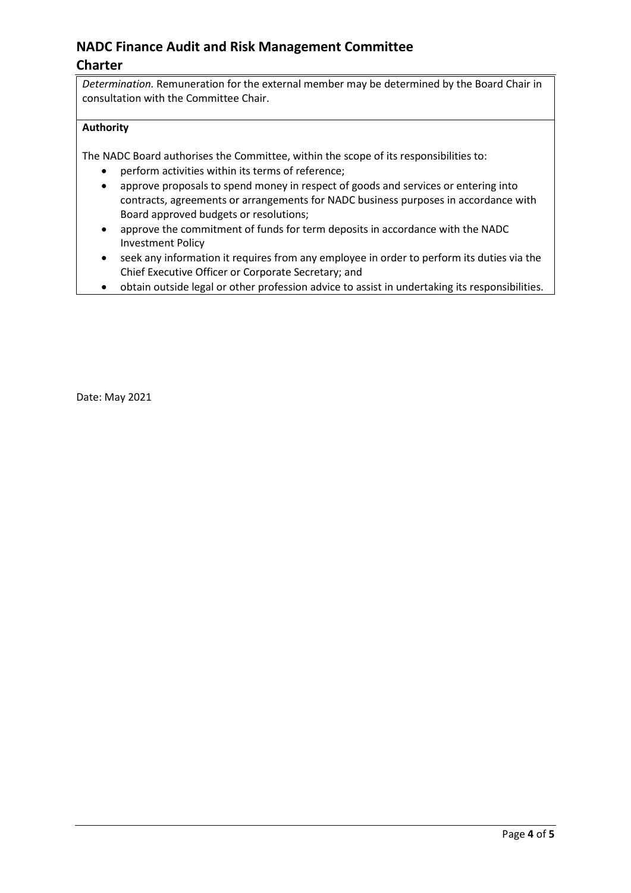*Determination.* Remuneration for the external member may be determined by the Board Chair in consultation with the Committee Chair.

**Authority**

The NADC Board authorises the Committee, within the scope of its responsibilities to:

- perform activities within its terms of reference;
- approve proposals to spend money in respect of goods and services or entering into contracts, agreements or arrangements for NADC business purposes in accordance with Board approved budgets or resolutions;
- approve the commitment of funds for term deposits in accordance with the NADC Investment Policy
- seek any information it requires from any employee in order to perform its duties via the Chief Executive Officer or Corporate Secretary; and
- obtain outside legal or other profession advice to assist in undertaking its responsibilities.

Date: May 2021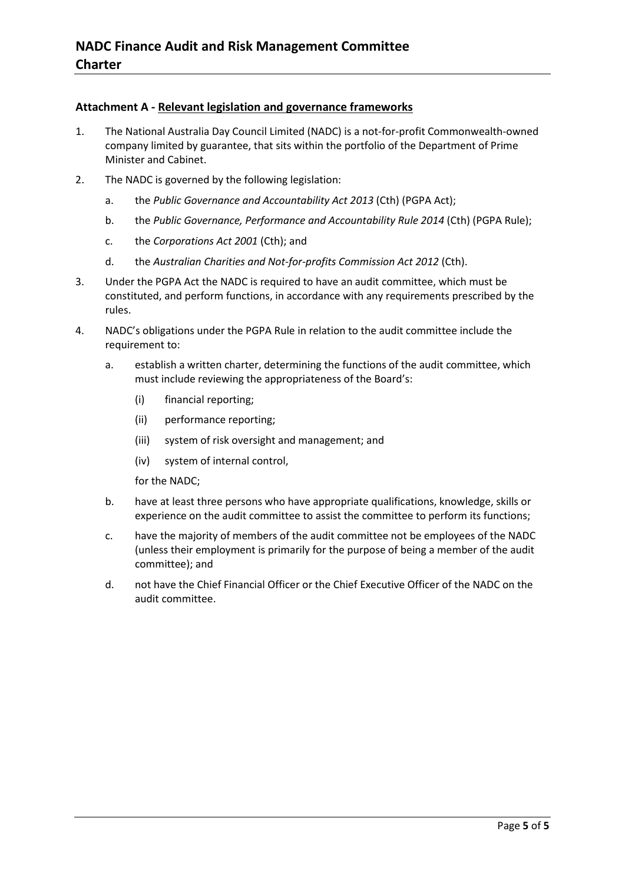# NADC Finance Audit and Risk Management Committee Charter

## Attachment A - Relevant legislation and governance frameworks

1. The National Australia Day Council Limited (NADC) is a not-for-profit Commonwealth-owned company limited by guarantee, that sits within the portfolio of the Department of Prime Minister and Cabinet.

2. The NADC is governed by the following legislation:

   a. the *Public Governance and Accountability Act 2013* (Cth) (PGPA Act);

   b. the *Public Governance, Performance and Accountability Rule 2014* (Cth) (PGPA Rule);

   c. the *Corporations Act 2001* (Cth); and

   d. the *Australian Charities and Not-for-profits Commission Act 2012* (Cth).

3. Under the PGPA Act the NADC is required to have an audit committee, which must be constituted, and perform functions, in accordance with any requirements prescribed by the rules.

4. NADC's obligations under the PGPA Rule in relation to the audit committee include the requirement to:

   a. establish a written charter, determining the functions of the audit committee, which must include reviewing the appropriateness of the Board's:

      (i) financial reporting;

      (ii) performance reporting;

      (iii) system of risk oversight and management; and

      (iv) system of internal control,

      for the NADC;

   b. have at least three persons who have appropriate qualifications, knowledge, skills or experience on the audit committee to assist the committee to perform its functions;

   c. have the majority of members of the audit committee not be employees of the NADC (unless their employment is primarily for the purpose of being a member of the audit committee); and

   d. not have the Chief Financial Officer or the Chief Executive Officer of the NADC on the audit committee.